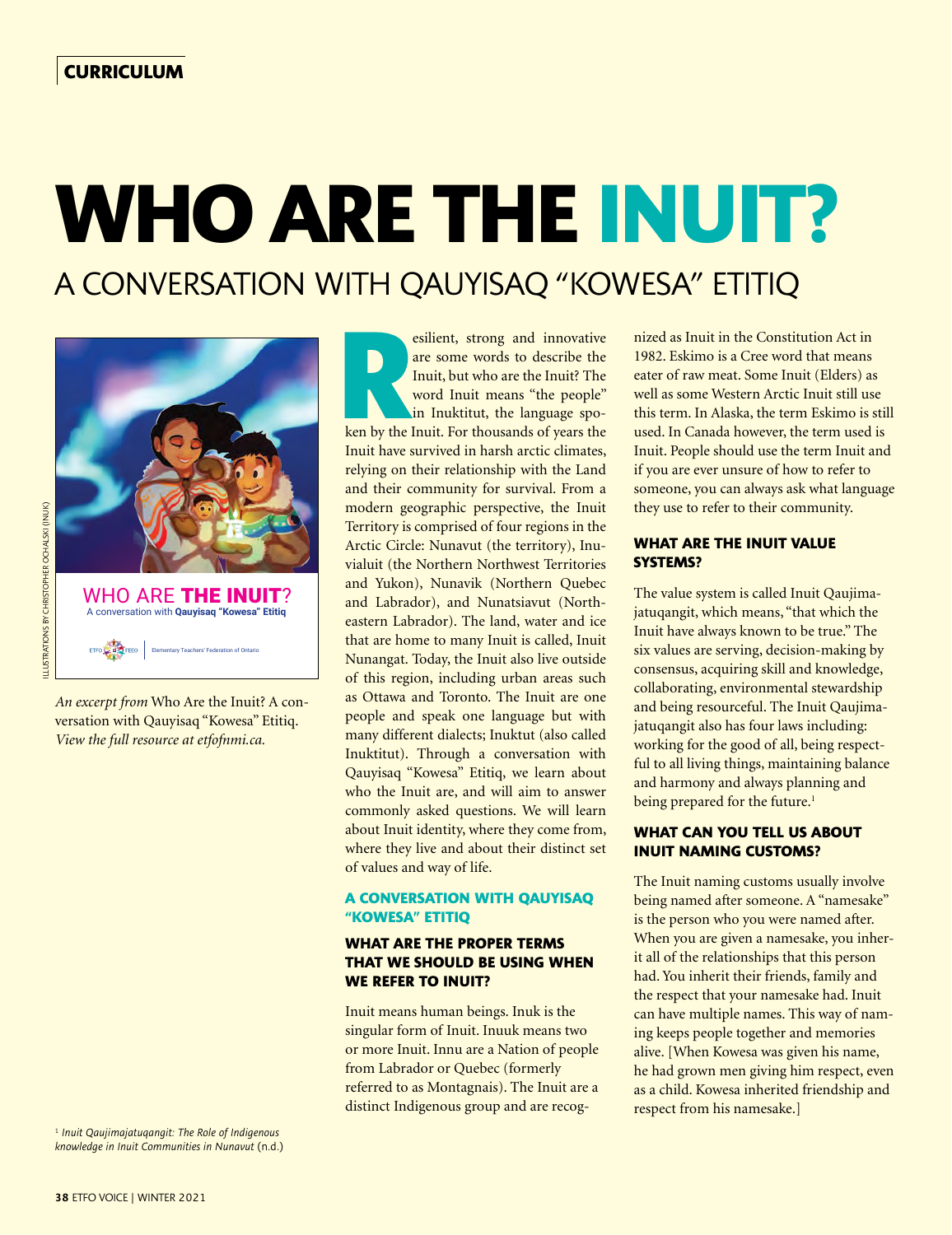# WHO ARE THE INUIT?

## A CONVERSATION WITH QAUYISAQ "KOWESA" ETITIQ

*An excerpt from* Who Are the Inuit? A conversation with Qauyisaq "Kowesa" Etitiq. *View the full resource at etfofnmi.ca.*

Resilient, strong and innovative are some words to describe the Inuit, but who are the Inuit? The word Inuit means "the people" in Inuktitut, the language spoken by the Inuit. For thousands of years the Inuit have survived in harsh arctic climates, relying on their relationship with the Land and their community for survival. From a modern geographic perspective, the Inuit Territory is comprised of four regions in the Arctic Circle: Nunavut (the territory), Inuvialuit (the Northern Northwest Territories and Yukon), Nunavik (Northern Quebec and Labrador), and Nunatsiavut (Northeastern Labrador). The land, water and ice that are home to many Inuit is called, Inuit Nunangat. Today, the Inuit also live outside of this region, including urban areas such as Ottawa and Toronto. The Inuit are one people and speak one language but with many different dialects; Inuktut (also called Inuktitut). Through a conversation with Qauyisaq "Kowesa" Etitiq, we learn about who the Inuit are, and will aim to answer commonly asked questions. We will learn about Inuit identity, where they come from, where they live and about their distinct set of values and way of life.

### A CONVERSATION WITH QAUYISAQ "KOWESA" ETITIQ

#### WHAT ARE THE PROPER TERMS THAT WE SHOULD BE USING WHEN WE REFER TO INUIT?

Inuit means human beings. Inuk is the singular form of Inuit. Inuuk means two or more Inuit. Innu are a Nation of people from Labrador or Quebec (formerly referred to as Montagnais). The Inuit are a distinct Indigenous group and are recognized as Inuit in the Constitution Act in 1982. Eskimo is a Cree word that means eater of raw meat. Some Inuit (Elders) as well as some Western Arctic Inuit still use this term. In Alaska, the term Eskimo is still used. In Canada however, the term used is Inuit. People should use the term Inuit and if you are ever unsure of how to refer to someone, you can always ask what language they use to refer to their community.

#### WHAT ARE THE INUIT VALUE SYSTEMS?

The value system is called Inuit Qaujimajatuqangit, which means, "that which the Inuit have always known to be true." The six values are serving, decision-making by consensus, acquiring skill and knowledge, collaborating, environmental stewardship and being resourceful. The Inuit Qaujimajatuqangit also has four laws including: working for the good of all, being respectful to all living things, maintaining balance and harmony and always planning and being prepared for the future.[1]

#### WHAT CAN YOU TELL US ABOUT INUIT NAMING CUSTOMS?

The Inuit naming customs usually involve being named after someone. A "namesake" is the person who you were named after. When you are given a namesake, you inherit all of the relationships that this person had. You inherit their friends, family and the respect that your namesake had. Inuit can have multiple names. This way of naming keeps people together and memories alive. [When Kowesa was given his name, he had grown men giving him respect, even as a child. Kowesa inherited friendship and respect from his namesake.]

[1] *Inuit Qaujimajatuqangit: The Role of Indigenous knowledge in Inuit Communities in Nunavut* (n.d.)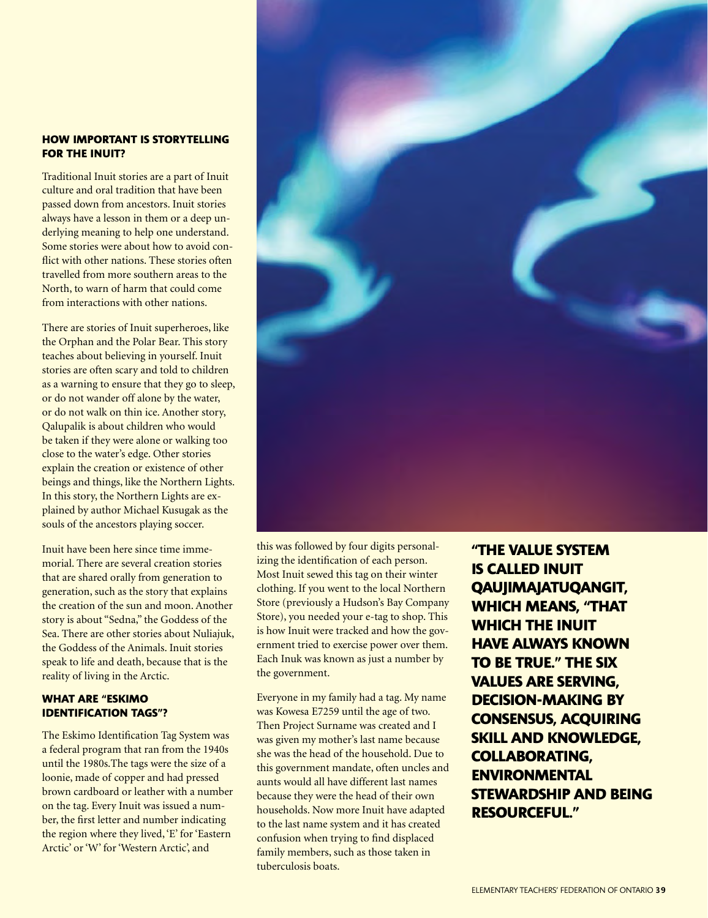### HOW IMPORTANT IS STORYTELLING FOR THE INUIT?

Traditional Inuit stories are a part of Inuit culture and oral tradition that have been passed down from ancestors. Inuit stories always have a lesson in them or a deep underlying meaning to help one understand. Some stories were about how to avoid conflict with other nations. These stories often travelled from more southern areas to the North, to warn of harm that could come from interactions with other nations.

There are stories of Inuit superheroes, like the Orphan and the Polar Bear. This story teaches about believing in yourself. Inuit stories are often scary and told to children as a warning to ensure that they go to sleep, or do not wander off alone by the water, or do not walk on thin ice. Another story, Qalupalik is about children who would be taken if they were alone or walking too close to the water's edge. Other stories explain the creation or existence of other beings and things, like the Northern Lights. In this story, the Northern Lights are explained by author Michael Kusugak as the souls of the ancestors playing soccer.

Inuit have been here since time immemorial. There are several creation stories that are shared orally from generation to generation, such as the story that explains the creation of the sun and moon. Another story is about "Sedna," the Goddess of the Sea. There are other stories about Nuliajuk, the Goddess of the Animals. Inuit stories speak to life and death, because that is the reality of living in the Arctic.

### WHAT ARE "ESKIMO IDENTIFICATION TAGS"?

The Eskimo Identification Tag System was a federal program that ran from the 1940s until the 1980s.The tags were the size of a loonie, made of copper and had pressed brown cardboard or leather with a number on the tag. Every Inuit was issued a number, the first letter and number indicating the region where they lived, 'E' for 'Eastern Arctic' or 'W' for 'Western Arctic', and this was followed by four digits personalizing the identification of each person. Most Inuit sewed this tag on their winter clothing. If you went to the local Northern Store (previously a Hudson's Bay Company Store), you needed your e-tag to shop. This is how Inuit were tracked and how the government tried to exercise power over them. Each Inuk was known as just a number by the government.

Everyone in my family had a tag. My name was Kowesa E7259 until the age of two. Then Project Surname was created and I was given my mother's last name because she was the head of the household. Due to this government mandate, often uncles and aunts would all have different last names because they were the head of their own households. Now more Inuit have adapted to the last name system and it has created confusion when trying to find displaced family members, such as those taken in tuberculosis boats.

**"THE VALUE SYSTEM IS CALLED INUIT QAUJIMAJATUQANGIT, WHICH MEANS, "THAT WHICH THE INUIT HAVE ALWAYS KNOWN TO BE TRUE." THE SIX VALUES ARE SERVING, DECISION-MAKING BY CONSENSUS, ACQUIRING SKILL AND KNOWLEDGE, COLLABORATING, ENVIRONMENTAL STEWARDSHIP AND BEING RESOURCEFUL."**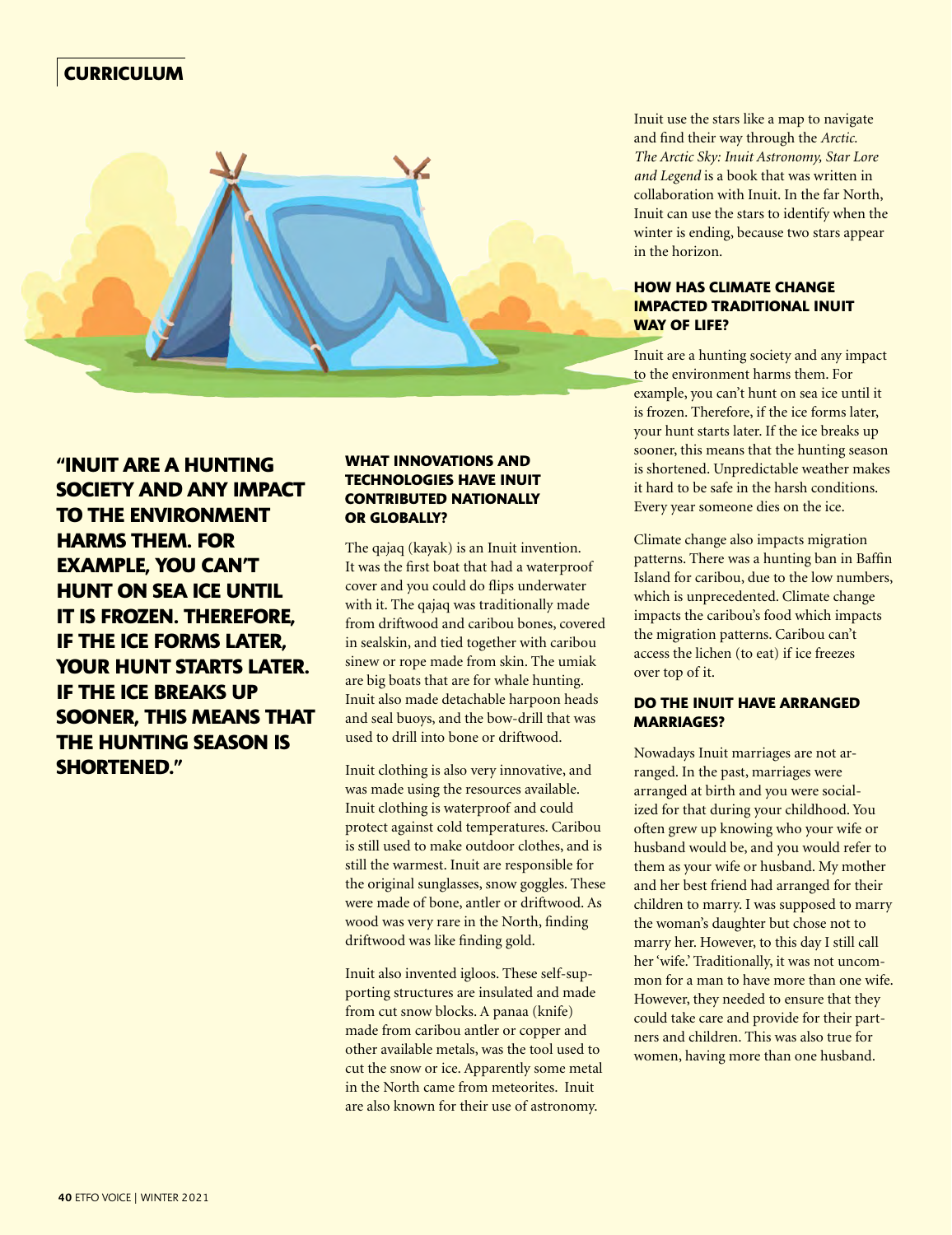**"INUIT ARE A HUNTING SOCIETY AND ANY IMPACT TO THE ENVIRONMENT HARMS THEM. FOR EXAMPLE, YOU CAN'T HUNT ON SEA ICE UNTIL IT IS FROZEN. THEREFORE, IF THE ICE FORMS LATER, YOUR HUNT STARTS LATER. IF THE ICE BREAKS UP SOONER, THIS MEANS THAT THE HUNTING SEASON IS SHORTENED."**

### WHAT INNOVATIONS AND TECHNOLOGIES HAVE INUIT CONTRIBUTED NATIONALLY OR GLOBALLY?

The qajaq (kayak) is an Inuit invention. It was the first boat that had a waterproof cover and you could do flips underwater with it. The qajaq was traditionally made from driftwood and caribou bones, covered in sealskin, and tied together with caribou sinew or rope made from skin. The umiak are big boats that are for whale hunting. Inuit also made detachable harpoon heads and seal buoys, and the bow-drill that was used to drill into bone or driftwood.

Inuit clothing is also very innovative, and was made using the resources available. Inuit clothing is waterproof and could protect against cold temperatures. Caribou is still used to make outdoor clothes, and is still the warmest. Inuit are responsible for the original sunglasses, snow goggles. These were made of bone, antler or driftwood. As wood was very rare in the North, finding driftwood was like finding gold.

Inuit also invented igloos. These self-supporting structures are insulated and made from cut snow blocks. A panaa (knife) made from caribou antler or copper and other available metals, was the tool used to cut the snow or ice. Apparently some metal in the North came from meteorites. Inuit are also known for their use of astronomy.

Inuit use the stars like a map to navigate and find their way through the *Arctic. The Arctic Sky: Inuit Astronomy, Star Lore and Legend* is a book that was written in collaboration with Inuit. In the far North, Inuit can use the stars to identify when the winter is ending, because two stars appear in the horizon.

### HOW HAS CLIMATE CHANGE IMPACTED TRADITIONAL INUIT WAY OF LIFE?

Inuit are a hunting society and any impact to the environment harms them. For example, you can't hunt on sea ice until it is frozen. Therefore, if the ice forms later, your hunt starts later. If the ice breaks up sooner, this means that the hunting season is shortened. Unpredictable weather makes it hard to be safe in the harsh conditions. Every year someone dies on the ice.

Climate change also impacts migration patterns. There was a hunting ban in Baffin Island for caribou, due to the low numbers, which is unprecedented. Climate change impacts the caribou's food which impacts the migration patterns. Caribou can't access the lichen (to eat) if ice freezes over top of it.

### DO THE INUIT HAVE ARRANGED MARRIAGES?

Nowadays Inuit marriages are not arranged. In the past, marriages were arranged at birth and you were socialized for that during your childhood. You often grew up knowing who your wife or husband would be, and you would refer to them as your wife or husband. My mother and her best friend had arranged for their children to marry. I was supposed to marry the woman's daughter but chose not to marry her. However, to this day I still call her 'wife.' Traditionally, it was not uncommon for a man to have more than one wife. However, they needed to ensure that they could take care and provide for their partners and children. This was also true for women, having more than one husband.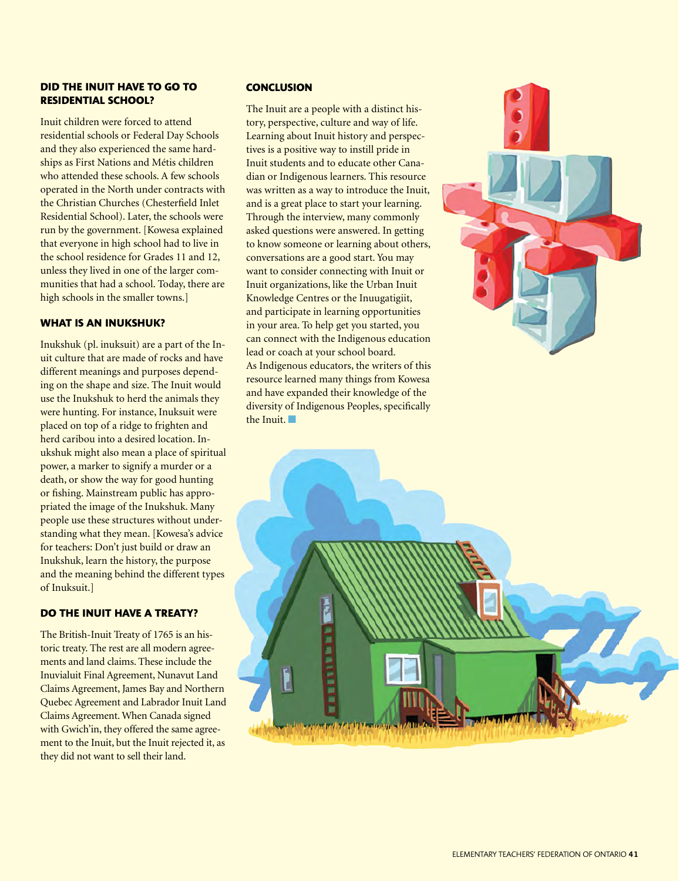### DID THE INUIT HAVE TO GO TO RESIDENTIAL SCHOOL?

Inuit children were forced to attend residential schools or Federal Day Schools and they also experienced the same hardships as First Nations and Métis children who attended these schools. A few schools operated in the North under contracts with the Christian Churches (Chesterfield Inlet Residential School). Later, the schools were run by the government. [Kowesa explained that everyone in high school had to live in the school residence for Grades 11 and 12, unless they lived in one of the larger communities that had a school. Today, there are high schools in the smaller towns.]

### WHAT IS AN INUKSHUK?

Inukshuk (pl. inuksuit) are a part of the Inuit culture that are made of rocks and have different meanings and purposes depending on the shape and size. The Inuit would use the Inukshuk to herd the animals they were hunting. For instance, Inuksuit were placed on top of a ridge to frighten and herd caribou into a desired location. Inukshuk might also mean a place of spiritual power, a marker to signify a murder or a death, or show the way for good hunting or fishing. Mainstream public has appropriated the image of the Inukshuk. Many people use these structures without understanding what they mean. [Kowesa's advice for teachers: Don't just build or draw an Inukshuk, learn the history, the purpose and the meaning behind the different types of Inuksuit.]

### DO THE INUIT HAVE A TREATY?

The British-Inuit Treaty of 1765 is an historic treaty. The rest are all modern agreements and land claims. These include the Inuvialuit Final Agreement, Nunavut Land Claims Agreement, James Bay and Northern Quebec Agreement and Labrador Inuit Land Claims Agreement. When Canada signed with Gwich'in, they offered the same agreement to the Inuit, but the Inuit rejected it, as they did not want to sell their land.

### CONCLUSION

The Inuit are a people with a distinct history, perspective, culture and way of life. Learning about Inuit history and perspectives is a positive way to instill pride in Inuit students and to educate other Canadian or Indigenous learners. This resource was written as a way to introduce the Inuit, and is a great place to start your learning. Through the interview, many commonly asked questions were answered. In getting to know someone or learning about others, conversations are a good start. You may want to consider connecting with Inuit or Inuit organizations, like the Urban Inuit Knowledge Centres or the Inuugatigiit, and participate in learning opportunities in your area. To help get you started, you can connect with the Indigenous education lead or coach at your school board.
As Indigenous educators, the writers of this resource learned many things from Kowesa and have expanded their knowledge of the diversity of Indigenous Peoples, specifically the Inuit. ■